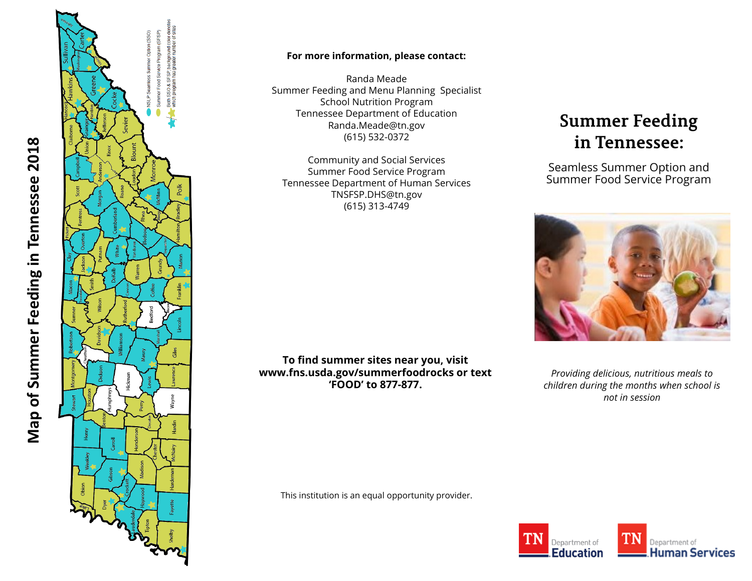# Map of Summer Feeding in Tennessee 2018

- NSLP Seamless Summer Option (SSO)
- Summer Food Service Program (SFSP)
- Both SSO & SFSP background color denotes which program has greater number of sites

**For more information, please contact:**

Randa Meade
Summer Feeding and Menu Planning Specialist
School Nutrition Program
Tennessee Department of Education
Randa.Meade@tn.gov
(615) 532-0372

Community and Social Services
Summer Food Service Program
Tennessee Department of Human Services
TNSFSP.DHS@tn.gov
(615) 313-4749

**To find summer sites near you, visit www.fns.usda.gov/summerfoodrocks or text 'FOOD' to 877-877.**

This institution is an equal opportunity provider.

# Summer Feeding in Tennessee:

## Seamless Summer Option and Summer Food Service Program

*Providing delicious, nutritious meals to children during the months when school is not in session*

TN Department of Education

TN Department of Human Services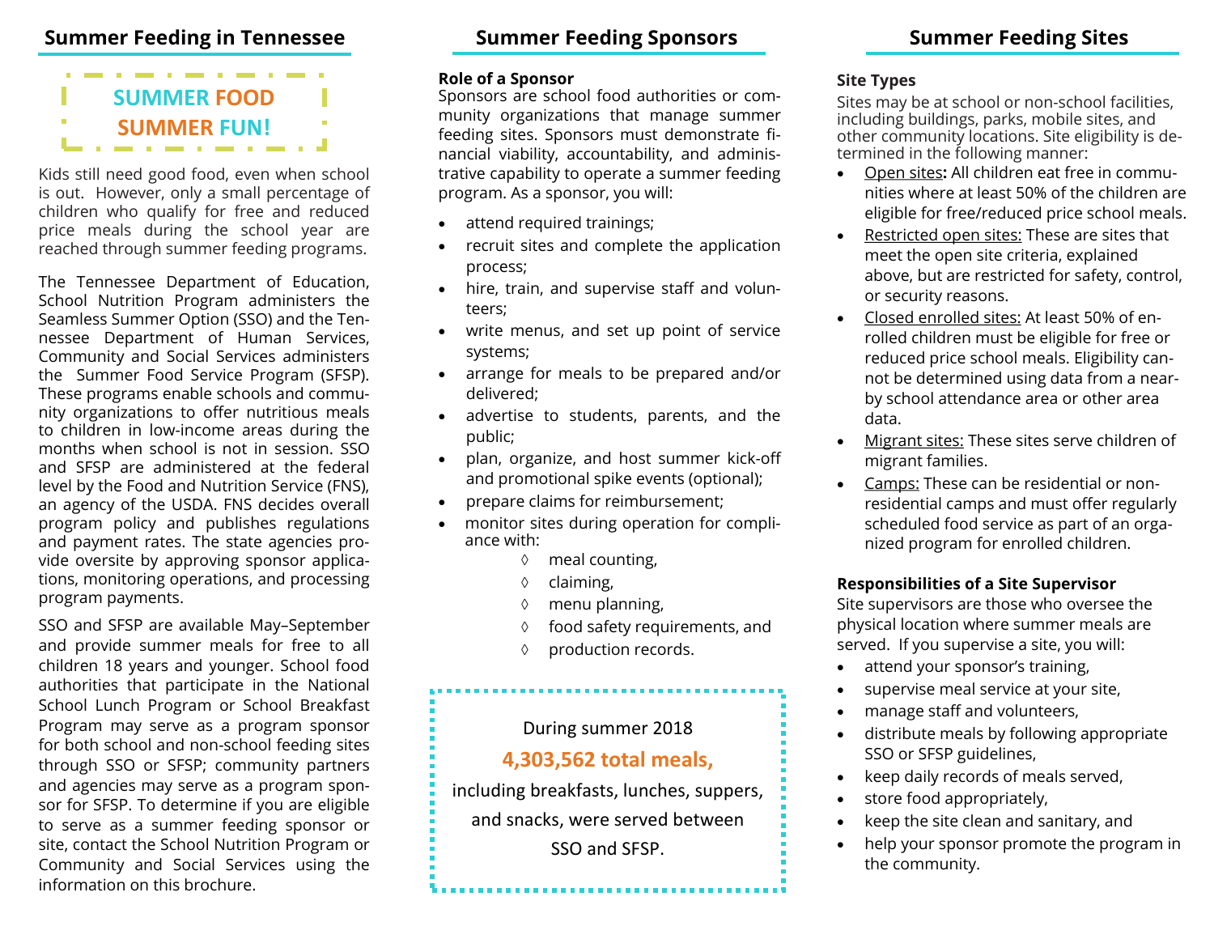## Summer Feeding in Tennessee

**SUMMER FOOD**
**SUMMER FUN!**

Kids still need good food, even when school is out. However, only a small percentage of children who qualify for free and reduced price meals during the school year are reached through summer feeding programs.

The Tennessee Department of Education, School Nutrition Program administers the Seamless Summer Option (SSO) and the Tennessee Department of Human Services, Community and Social Services administers the Summer Food Service Program (SFSP). These programs enable schools and community organizations to offer nutritious meals to children in low-income areas during the months when school is not in session. SSO and SFSP are administered at the federal level by the Food and Nutrition Service (FNS), an agency of the USDA. FNS decides overall program policy and publishes regulations and payment rates. The state agencies provide oversite by approving sponsor applications, monitoring operations, and processing program payments.

SSO and SFSP are available May–September and provide summer meals for free to all children 18 years and younger. School food authorities that participate in the National School Lunch Program or School Breakfast Program may serve as a program sponsor for both school and non-school feeding sites through SSO or SFSP; community partners and agencies may serve as a program sponsor for SFSP. To determine if you are eligible to serve as a summer feeding sponsor or site, contact the School Nutrition Program or Community and Social Services using the information on this brochure.

## Summer Feeding Sponsors

**Role of a Sponsor**
Sponsors are school food authorities or community organizations that manage summer feeding sites. Sponsors must demonstrate financial viability, accountability, and administrative capability to operate a summer feeding program. As a sponsor, you will:

- attend required trainings;
- recruit sites and complete the application process;
- hire, train, and supervise staff and volunteers;
- write menus, and set up point of service systems;
- arrange for meals to be prepared and/or delivered;
- advertise to students, parents, and the public;
- plan, organize, and host summer kick-off and promotional spike events (optional);
- prepare claims for reimbursement;
- monitor sites during operation for compliance with:
  - meal counting,
  - claiming,
  - menu planning,
  - food safety requirements, and
  - production records.

During summer 2018
**4,303,562 total meals,**
including breakfasts, lunches, suppers, and snacks, were served between SSO and SFSP.

## Summer Feeding Sites

**Site Types**
Sites may be at school or non-school facilities, including buildings, parks, mobile sites, and other community locations. Site eligibility is determined in the following manner:

- Open sites**:** All children eat free in communities where at least 50% of the children are eligible for free/reduced price school meals.
- Restricted open sites: These are sites that meet the open site criteria, explained above, but are restricted for safety, control, or security reasons.
- Closed enrolled sites: At least 50% of enrolled children must be eligible for free or reduced price school meals. Eligibility cannot be determined using data from a nearby school attendance area or other area data.
- Migrant sites: These sites serve children of migrant families.
- Camps: These can be residential or non-residential camps and must offer regularly scheduled food service as part of an organized program for enrolled children.

**Responsibilities of a Site Supervisor**
Site supervisors are those who oversee the physical location where summer meals are served. If you supervise a site, you will:

- attend your sponsor's training,
- supervise meal service at your site,
- manage staff and volunteers,
- distribute meals by following appropriate SSO or SFSP guidelines,
- keep daily records of meals served,
- store food appropriately,
- keep the site clean and sanitary, and
- help your sponsor promote the program in the community.